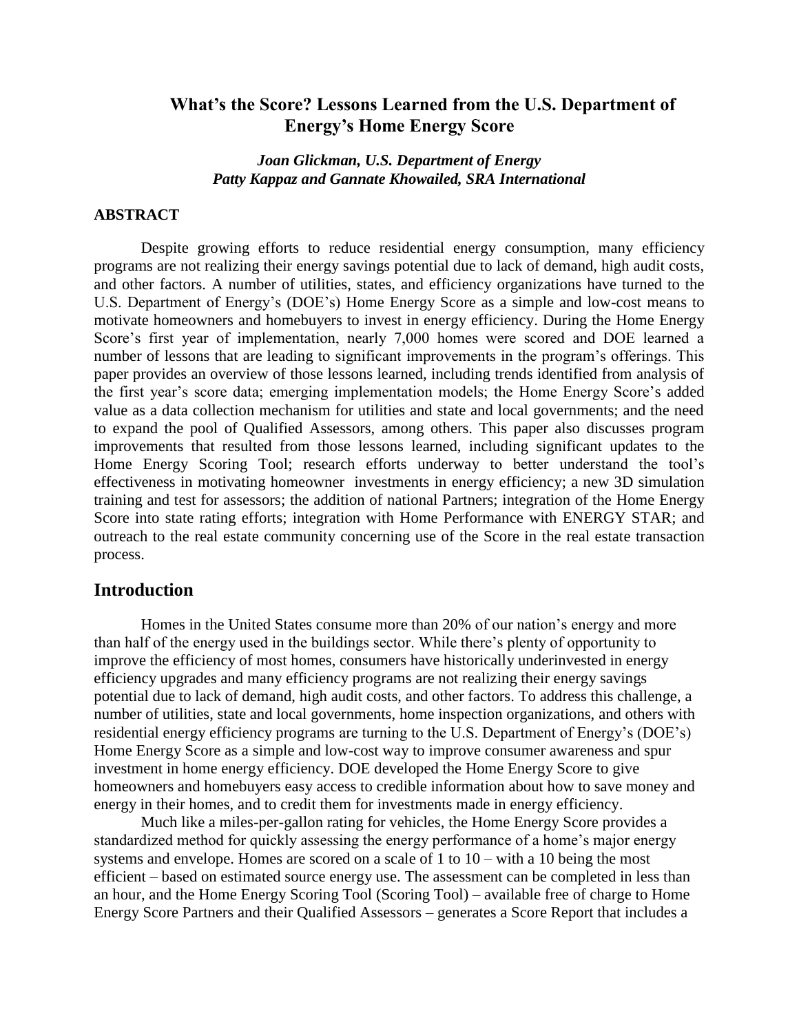# What's the Score? Lessons Learned from the U.S. Department of Energy's Home Energy Score

***Joan Glickman, U.S. Department of Energy***
***Patty Kappaz and Gannate Khowailed, SRA International***

## ABSTRACT

Despite growing efforts to reduce residential energy consumption, many efficiency programs are not realizing their energy savings potential due to lack of demand, high audit costs, and other factors. A number of utilities, states, and efficiency organizations have turned to the U.S. Department of Energy's (DOE's) Home Energy Score as a simple and low-cost means to motivate homeowners and homebuyers to invest in energy efficiency. During the Home Energy Score's first year of implementation, nearly 7,000 homes were scored and DOE learned a number of lessons that are leading to significant improvements in the program's offerings. This paper provides an overview of those lessons learned, including trends identified from analysis of the first year's score data; emerging implementation models; the Home Energy Score's added value as a data collection mechanism for utilities and state and local governments; and the need to expand the pool of Qualified Assessors, among others. This paper also discusses program improvements that resulted from those lessons learned, including significant updates to the Home Energy Scoring Tool; research efforts underway to better understand the tool's effectiveness in motivating homeowner investments in energy efficiency; a new 3D simulation training and test for assessors; the addition of national Partners; integration of the Home Energy Score into state rating efforts; integration with Home Performance with ENERGY STAR; and outreach to the real estate community concerning use of the Score in the real estate transaction process.

## Introduction

Homes in the United States consume more than 20% of our nation's energy and more than half of the energy used in the buildings sector. While there's plenty of opportunity to improve the efficiency of most homes, consumers have historically underinvested in energy efficiency upgrades and many efficiency programs are not realizing their energy savings potential due to lack of demand, high audit costs, and other factors. To address this challenge, a number of utilities, state and local governments, home inspection organizations, and others with residential energy efficiency programs are turning to the U.S. Department of Energy's (DOE's) Home Energy Score as a simple and low-cost way to improve consumer awareness and spur investment in home energy efficiency. DOE developed the Home Energy Score to give homeowners and homebuyers easy access to credible information about how to save money and energy in their homes, and to credit them for investments made in energy efficiency.

Much like a miles-per-gallon rating for vehicles, the Home Energy Score provides a standardized method for quickly assessing the energy performance of a home's major energy systems and envelope. Homes are scored on a scale of 1 to 10 – with a 10 being the most efficient – based on estimated source energy use. The assessment can be completed in less than an hour, and the Home Energy Scoring Tool (Scoring Tool) – available free of charge to Home Energy Score Partners and their Qualified Assessors – generates a Score Report that includes a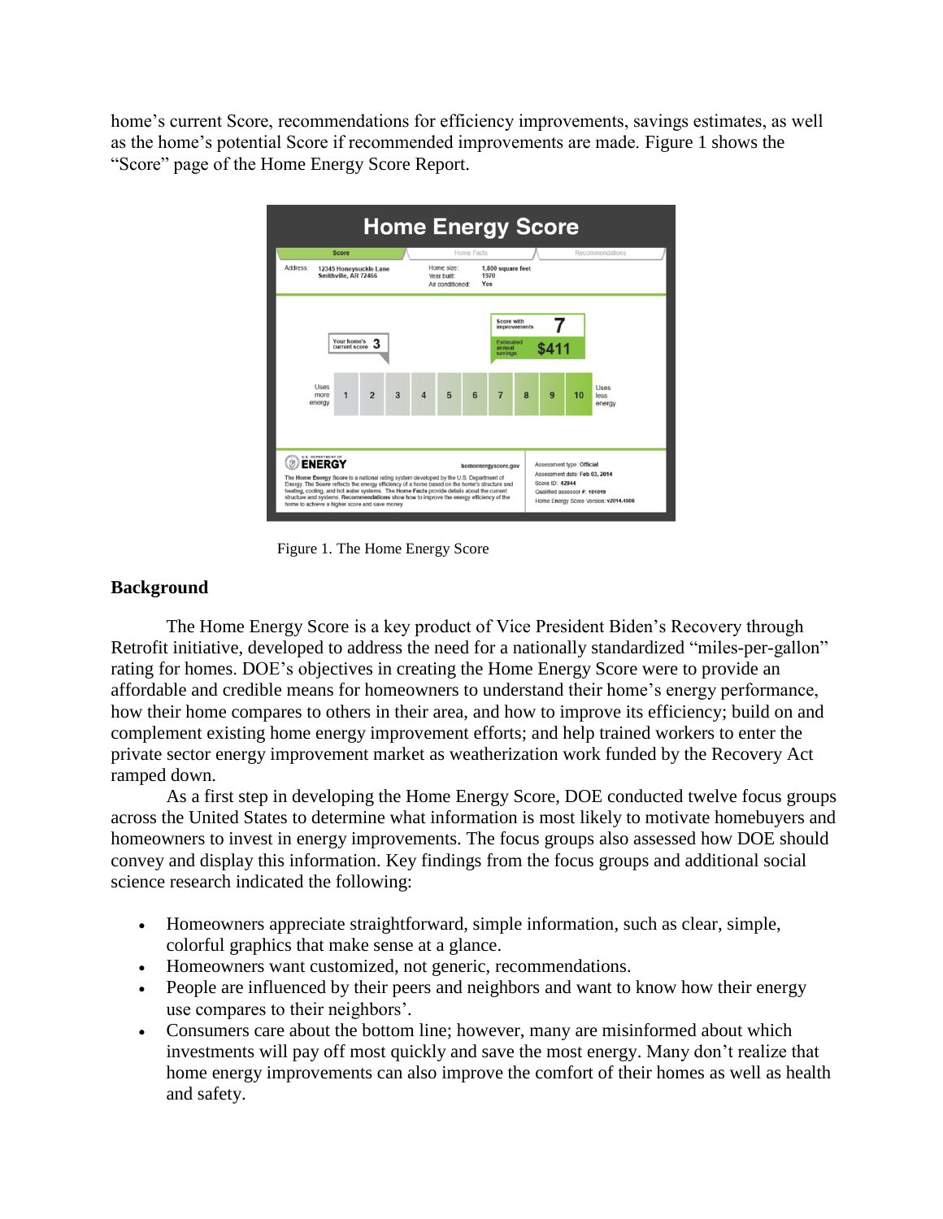home's current Score, recommendations for efficiency improvements, savings estimates, as well as the home's potential Score if recommended improvements are made. Figure 1 shows the "Score" page of the Home Energy Score Report.

Figure 1. The Home Energy Score

## Background

The Home Energy Score is a key product of Vice President Biden's Recovery through Retrofit initiative, developed to address the need for a nationally standardized "miles-per-gallon" rating for homes. DOE's objectives in creating the Home Energy Score were to provide an affordable and credible means for homeowners to understand their home's energy performance, how their home compares to others in their area, and how to improve its efficiency; build on and complement existing home energy improvement efforts; and help trained workers to enter the private sector energy improvement market as weatherization work funded by the Recovery Act ramped down.

As a first step in developing the Home Energy Score, DOE conducted twelve focus groups across the United States to determine what information is most likely to motivate homebuyers and homeowners to invest in energy improvements. The focus groups also assessed how DOE should convey and display this information. Key findings from the focus groups and additional social science research indicated the following:

- Homeowners appreciate straightforward, simple information, such as clear, simple, colorful graphics that make sense at a glance.
- Homeowners want customized, not generic, recommendations.
- People are influenced by their peers and neighbors and want to know how their energy use compares to their neighbors'.
- Consumers care about the bottom line; however, many are misinformed about which investments will pay off most quickly and save the most energy. Many don't realize that home energy improvements can also improve the comfort of their homes as well as health and safety.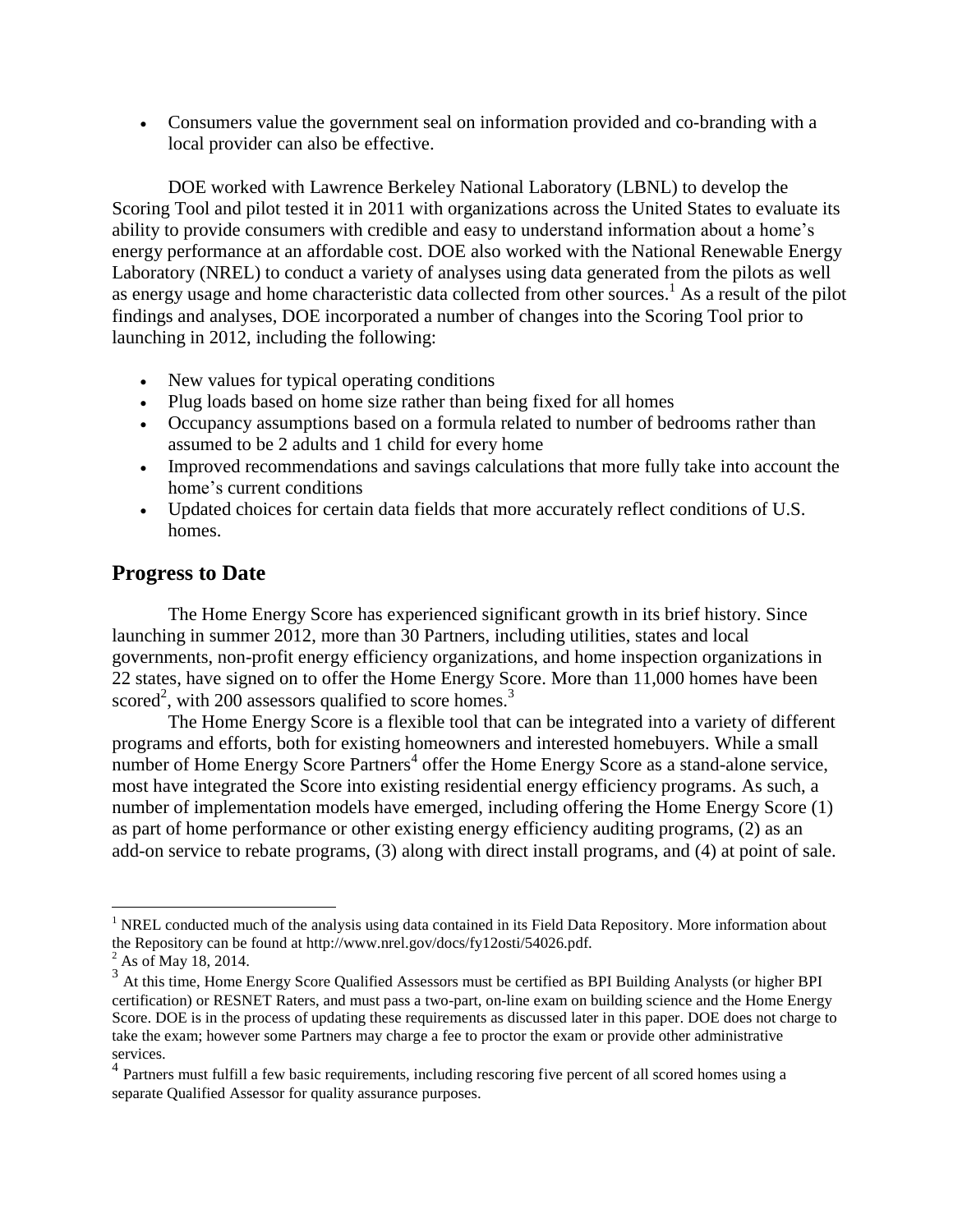- Consumers value the government seal on information provided and co-branding with a local provider can also be effective.

DOE worked with Lawrence Berkeley National Laboratory (LBNL) to develop the Scoring Tool and pilot tested it in 2011 with organizations across the United States to evaluate its ability to provide consumers with credible and easy to understand information about a home's energy performance at an affordable cost. DOE also worked with the National Renewable Energy Laboratory (NREL) to conduct a variety of analyses using data generated from the pilots as well as energy usage and home characteristic data collected from other sources.[1] As a result of the pilot findings and analyses, DOE incorporated a number of changes into the Scoring Tool prior to launching in 2012, including the following:

- New values for typical operating conditions
- Plug loads based on home size rather than being fixed for all homes
- Occupancy assumptions based on a formula related to number of bedrooms rather than assumed to be 2 adults and 1 child for every home
- Improved recommendations and savings calculations that more fully take into account the home's current conditions
- Updated choices for certain data fields that more accurately reflect conditions of U.S. homes.

## Progress to Date

The Home Energy Score has experienced significant growth in its brief history. Since launching in summer 2012, more than 30 Partners, including utilities, states and local governments, non-profit energy efficiency organizations, and home inspection organizations in 22 states, have signed on to offer the Home Energy Score. More than 11,000 homes have been scored[2], with 200 assessors qualified to score homes.[3]

The Home Energy Score is a flexible tool that can be integrated into a variety of different programs and efforts, both for existing homeowners and interested homebuyers. While a small number of Home Energy Score Partners[4] offer the Home Energy Score as a stand-alone service, most have integrated the Score into existing residential energy efficiency programs. As such, a number of implementation models have emerged, including offering the Home Energy Score (1) as part of home performance or other existing energy efficiency auditing programs, (2) as an add-on service to rebate programs, (3) along with direct install programs, and (4) at point of sale.

---

[1] NREL conducted much of the analysis using data contained in its Field Data Repository. More information about the Repository can be found at http://www.nrel.gov/docs/fy12osti/54026.pdf.

[2] As of May 18, 2014.

[3] At this time, Home Energy Score Qualified Assessors must be certified as BPI Building Analysts (or higher BPI certification) or RESNET Raters, and must pass a two-part, on-line exam on building science and the Home Energy Score. DOE is in the process of updating these requirements as discussed later in this paper. DOE does not charge to take the exam; however some Partners may charge a fee to proctor the exam or provide other administrative services.

[4] Partners must fulfill a few basic requirements, including rescoring five percent of all scored homes using a separate Qualified Assessor for quality assurance purposes.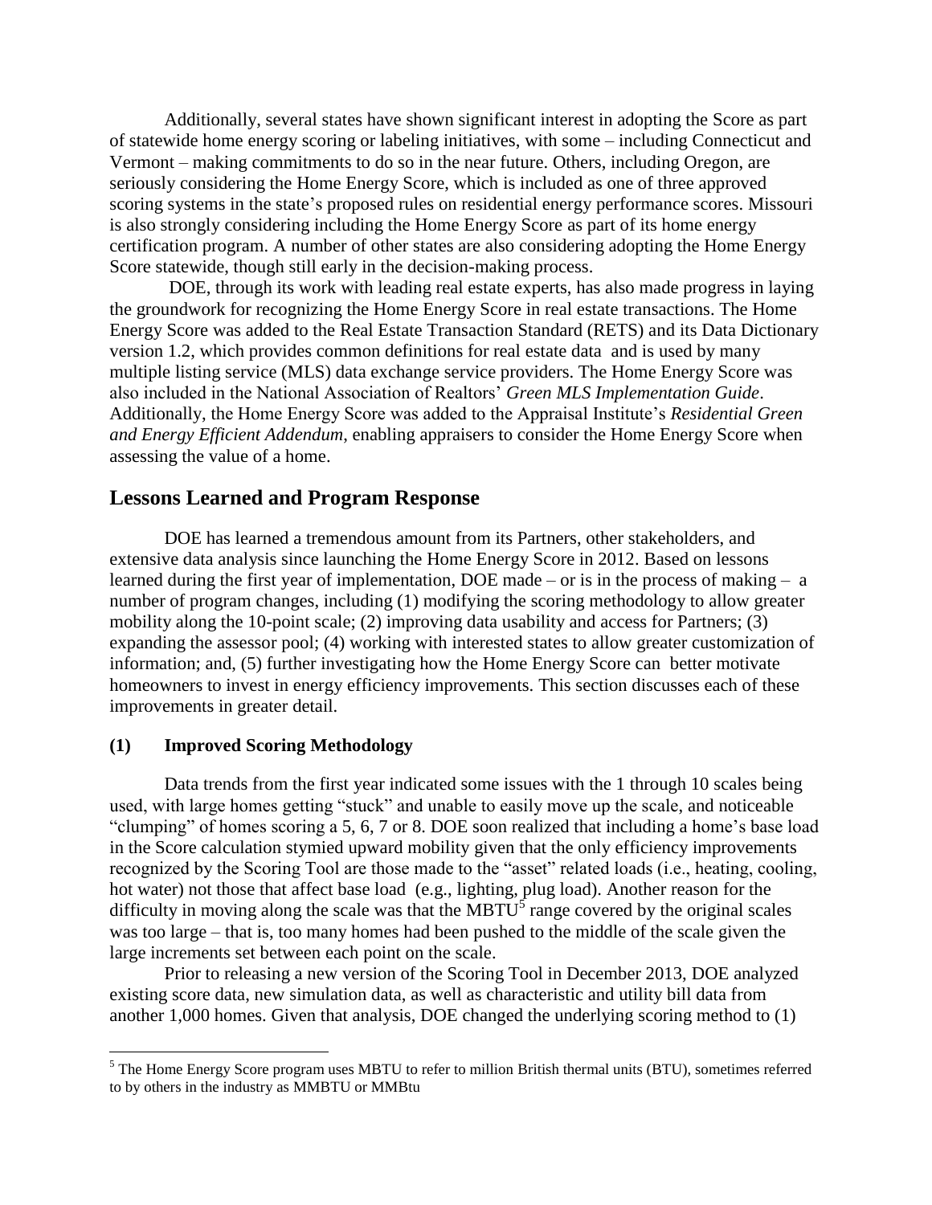Additionally, several states have shown significant interest in adopting the Score as part of statewide home energy scoring or labeling initiatives, with some – including Connecticut and Vermont – making commitments to do so in the near future. Others, including Oregon, are seriously considering the Home Energy Score, which is included as one of three approved scoring systems in the state's proposed rules on residential energy performance scores. Missouri is also strongly considering including the Home Energy Score as part of its home energy certification program. A number of other states are also considering adopting the Home Energy Score statewide, though still early in the decision-making process.

DOE, through its work with leading real estate experts, has also made progress in laying the groundwork for recognizing the Home Energy Score in real estate transactions. The Home Energy Score was added to the Real Estate Transaction Standard (RETS) and its Data Dictionary version 1.2, which provides common definitions for real estate data and is used by many multiple listing service (MLS) data exchange service providers. The Home Energy Score was also included in the National Association of Realtors' *Green MLS Implementation Guide*. Additionally, the Home Energy Score was added to the Appraisal Institute's *Residential Green and Energy Efficient Addendum*, enabling appraisers to consider the Home Energy Score when assessing the value of a home.

## Lessons Learned and Program Response

DOE has learned a tremendous amount from its Partners, other stakeholders, and extensive data analysis since launching the Home Energy Score in 2012. Based on lessons learned during the first year of implementation, DOE made – or is in the process of making – a number of program changes, including (1) modifying the scoring methodology to allow greater mobility along the 10-point scale; (2) improving data usability and access for Partners; (3) expanding the assessor pool; (4) working with interested states to allow greater customization of information; and, (5) further investigating how the Home Energy Score can better motivate homeowners to invest in energy efficiency improvements. This section discusses each of these improvements in greater detail.

### (1) Improved Scoring Methodology

Data trends from the first year indicated some issues with the 1 through 10 scales being used, with large homes getting "stuck" and unable to easily move up the scale, and noticeable "clumping" of homes scoring a 5, 6, 7 or 8. DOE soon realized that including a home's base load in the Score calculation stymied upward mobility given that the only efficiency improvements recognized by the Scoring Tool are those made to the "asset" related loads (i.e., heating, cooling, hot water) not those that affect base load (e.g., lighting, plug load). Another reason for the difficulty in moving along the scale was that the MBTU[5] range covered by the original scales was too large – that is, too many homes had been pushed to the middle of the scale given the large increments set between each point on the scale.

Prior to releasing a new version of the Scoring Tool in December 2013, DOE analyzed existing score data, new simulation data, as well as characteristic and utility bill data from another 1,000 homes. Given that analysis, DOE changed the underlying scoring method to (1)

[5] The Home Energy Score program uses MBTU to refer to million British thermal units (BTU), sometimes referred to by others in the industry as MMBTU or MMBtu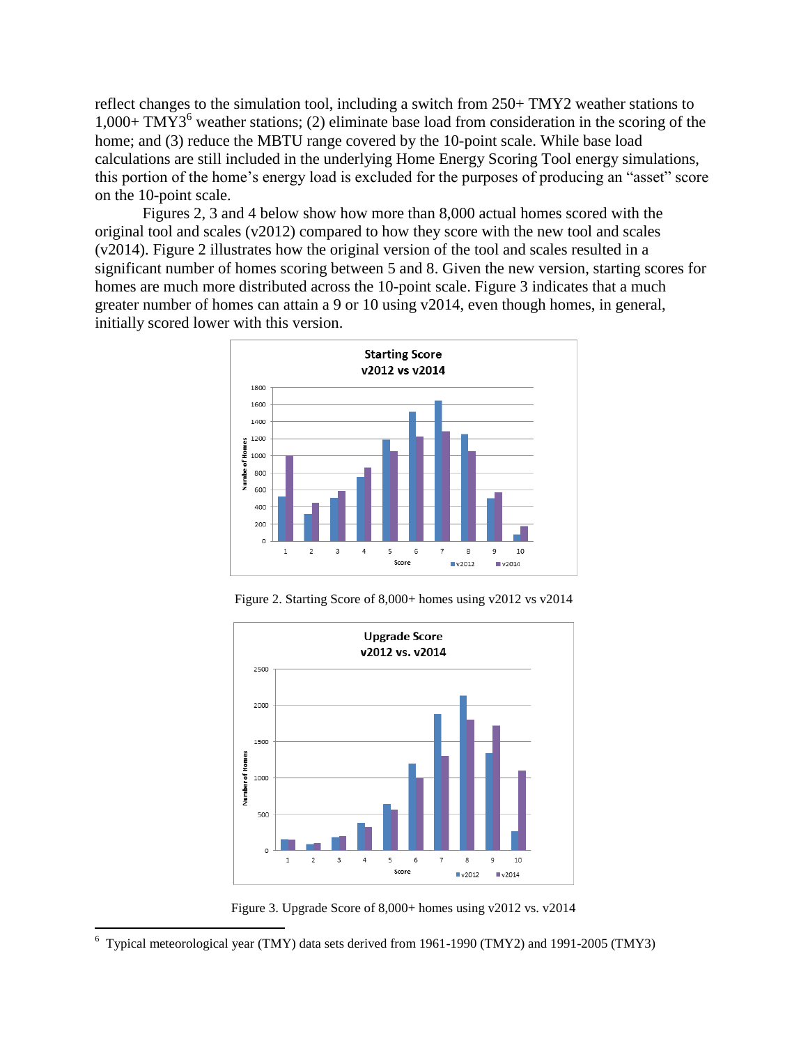reflect changes to the simulation tool, including a switch from 250+ TMY2 weather stations to 1,000+ TMY3[6] weather stations; (2) eliminate base load from consideration in the scoring of the home; and (3) reduce the MBTU range covered by the 10-point scale. While base load calculations are still included in the underlying Home Energy Scoring Tool energy simulations, this portion of the home's energy load is excluded for the purposes of producing an "asset" score on the 10-point scale.

Figures 2, 3 and 4 below show how more than 8,000 actual homes scored with the original tool and scales (v2012) compared to how they score with the new tool and scales (v2014). Figure 2 illustrates how the original version of the tool and scales resulted in a significant number of homes scoring between 5 and 8. Given the new version, starting scores for homes are much more distributed across the 10-point scale. Figure 3 indicates that a much greater number of homes can attain a 9 or 10 using v2014, even though homes, in general, initially scored lower with this version.

Figure 2. Starting Score of 8,000+ homes using v2012 vs v2014

Figure 3. Upgrade Score of 8,000+ homes using v2012 vs. v2014

[6] Typical meteorological year (TMY) data sets derived from 1961-1990 (TMY2) and 1991-2005 (TMY3)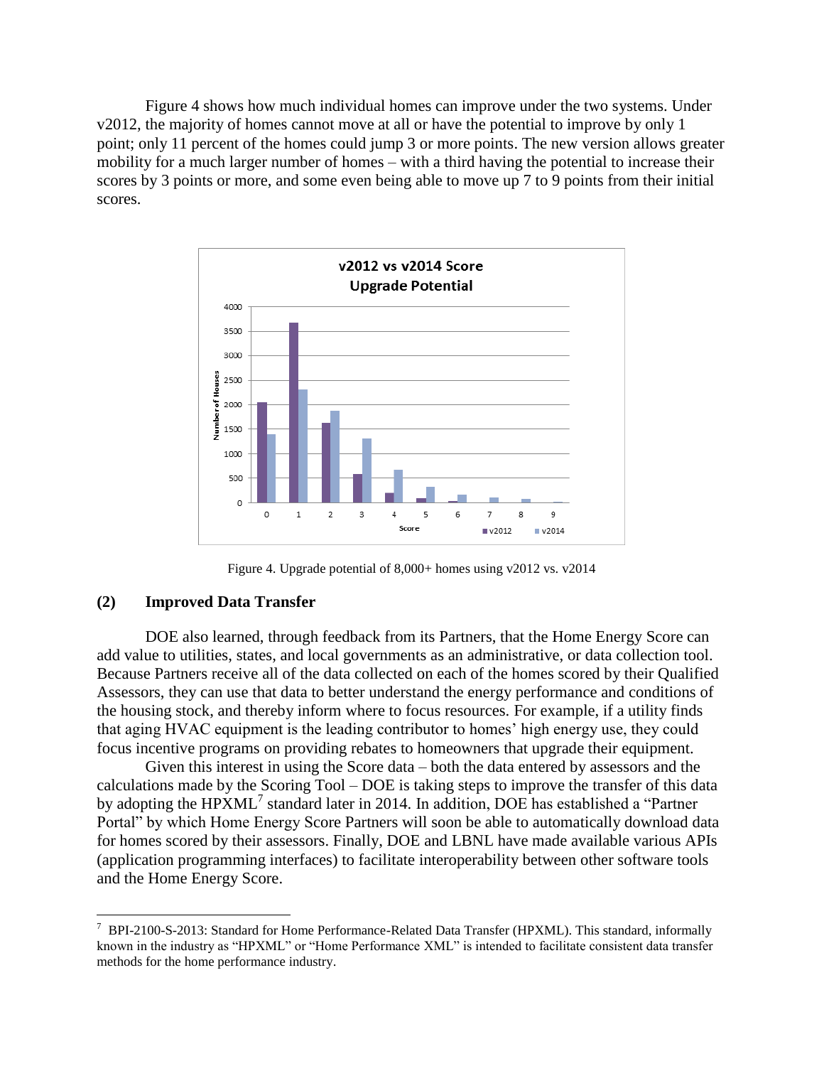Figure 4 shows how much individual homes can improve under the two systems. Under v2012, the majority of homes cannot move at all or have the potential to improve by only 1 point; only 11 percent of the homes could jump 3 or more points. The new version allows greater mobility for a much larger number of homes – with a third having the potential to increase their scores by 3 points or more, and some even being able to move up 7 to 9 points from their initial scores.

Figure 4. Upgrade potential of 8,000+ homes using v2012 vs. v2014

## (2) Improved Data Transfer

DOE also learned, through feedback from its Partners, that the Home Energy Score can add value to utilities, states, and local governments as an administrative, or data collection tool. Because Partners receive all of the data collected on each of the homes scored by their Qualified Assessors, they can use that data to better understand the energy performance and conditions of the housing stock, and thereby inform where to focus resources. For example, if a utility finds that aging HVAC equipment is the leading contributor to homes' high energy use, they could focus incentive programs on providing rebates to homeowners that upgrade their equipment.

Given this interest in using the Score data – both the data entered by assessors and the calculations made by the Scoring Tool – DOE is taking steps to improve the transfer of this data by adopting the HPXML[7] standard later in 2014. In addition, DOE has established a "Partner Portal" by which Home Energy Score Partners will soon be able to automatically download data for homes scored by their assessors. Finally, DOE and LBNL have made available various APIs (application programming interfaces) to facilitate interoperability between other software tools and the Home Energy Score.

[7] BPI-2100-S-2013: Standard for Home Performance-Related Data Transfer (HPXML). This standard, informally known in the industry as "HPXML" or "Home Performance XML" is intended to facilitate consistent data transfer methods for the home performance industry.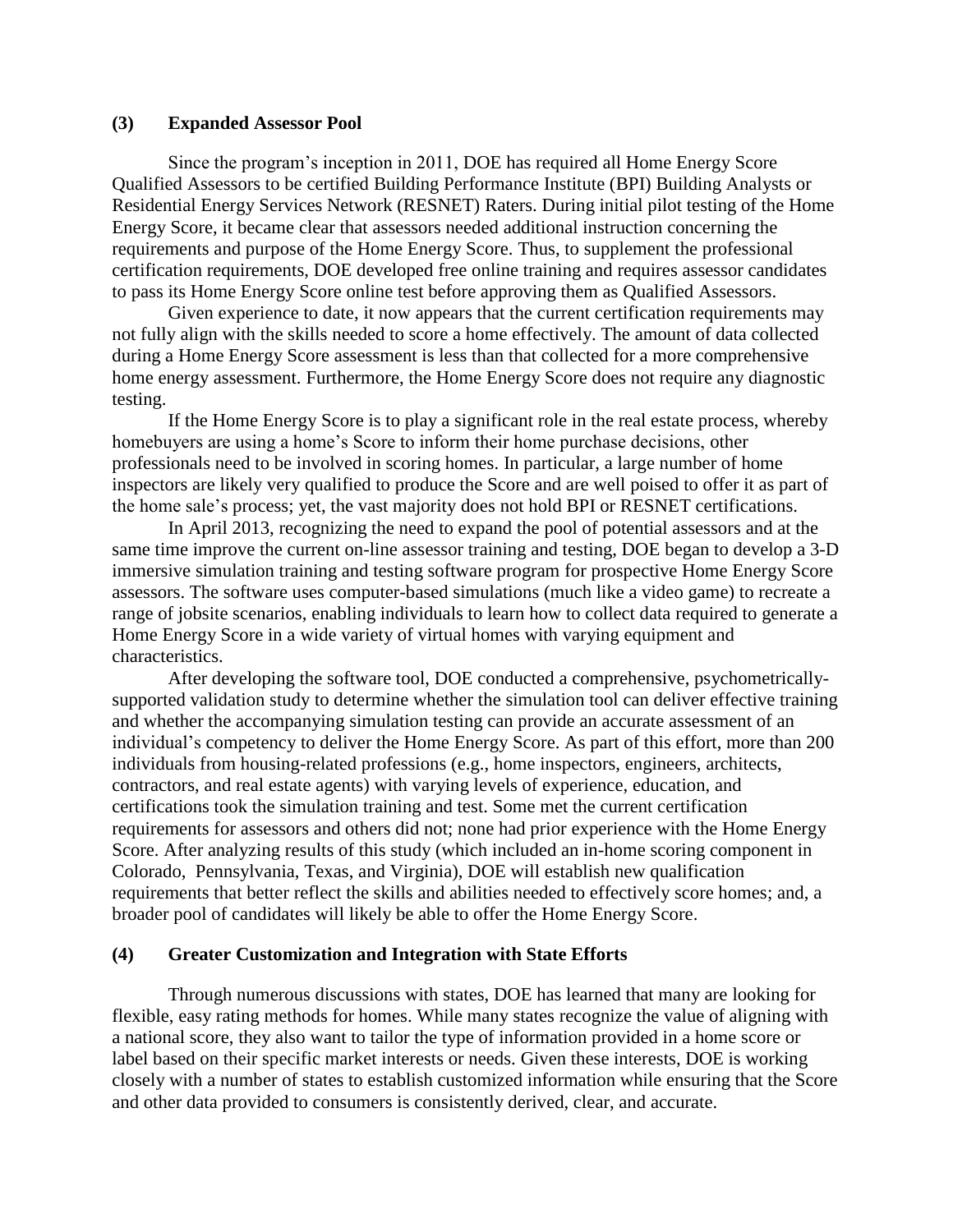### (3) Expanded Assessor Pool

Since the program's inception in 2011, DOE has required all Home Energy Score Qualified Assessors to be certified Building Performance Institute (BPI) Building Analysts or Residential Energy Services Network (RESNET) Raters. During initial pilot testing of the Home Energy Score, it became clear that assessors needed additional instruction concerning the requirements and purpose of the Home Energy Score. Thus, to supplement the professional certification requirements, DOE developed free online training and requires assessor candidates to pass its Home Energy Score online test before approving them as Qualified Assessors.

Given experience to date, it now appears that the current certification requirements may not fully align with the skills needed to score a home effectively. The amount of data collected during a Home Energy Score assessment is less than that collected for a more comprehensive home energy assessment. Furthermore, the Home Energy Score does not require any diagnostic testing.

If the Home Energy Score is to play a significant role in the real estate process, whereby homebuyers are using a home's Score to inform their home purchase decisions, other professionals need to be involved in scoring homes. In particular, a large number of home inspectors are likely very qualified to produce the Score and are well poised to offer it as part of the home sale's process; yet, the vast majority does not hold BPI or RESNET certifications.

In April 2013, recognizing the need to expand the pool of potential assessors and at the same time improve the current on-line assessor training and testing, DOE began to develop a 3-D immersive simulation training and testing software program for prospective Home Energy Score assessors. The software uses computer-based simulations (much like a video game) to recreate a range of jobsite scenarios, enabling individuals to learn how to collect data required to generate a Home Energy Score in a wide variety of virtual homes with varying equipment and characteristics.

After developing the software tool, DOE conducted a comprehensive, psychometrically-supported validation study to determine whether the simulation tool can deliver effective training and whether the accompanying simulation testing can provide an accurate assessment of an individual's competency to deliver the Home Energy Score. As part of this effort, more than 200 individuals from housing-related professions (e.g., home inspectors, engineers, architects, contractors, and real estate agents) with varying levels of experience, education, and certifications took the simulation training and test. Some met the current certification requirements for assessors and others did not; none had prior experience with the Home Energy Score. After analyzing results of this study (which included an in-home scoring component in Colorado, Pennsylvania, Texas, and Virginia), DOE will establish new qualification requirements that better reflect the skills and abilities needed to effectively score homes; and, a broader pool of candidates will likely be able to offer the Home Energy Score.

### (4) Greater Customization and Integration with State Efforts

Through numerous discussions with states, DOE has learned that many are looking for flexible, easy rating methods for homes. While many states recognize the value of aligning with a national score, they also want to tailor the type of information provided in a home score or label based on their specific market interests or needs. Given these interests, DOE is working closely with a number of states to establish customized information while ensuring that the Score and other data provided to consumers is consistently derived, clear, and accurate.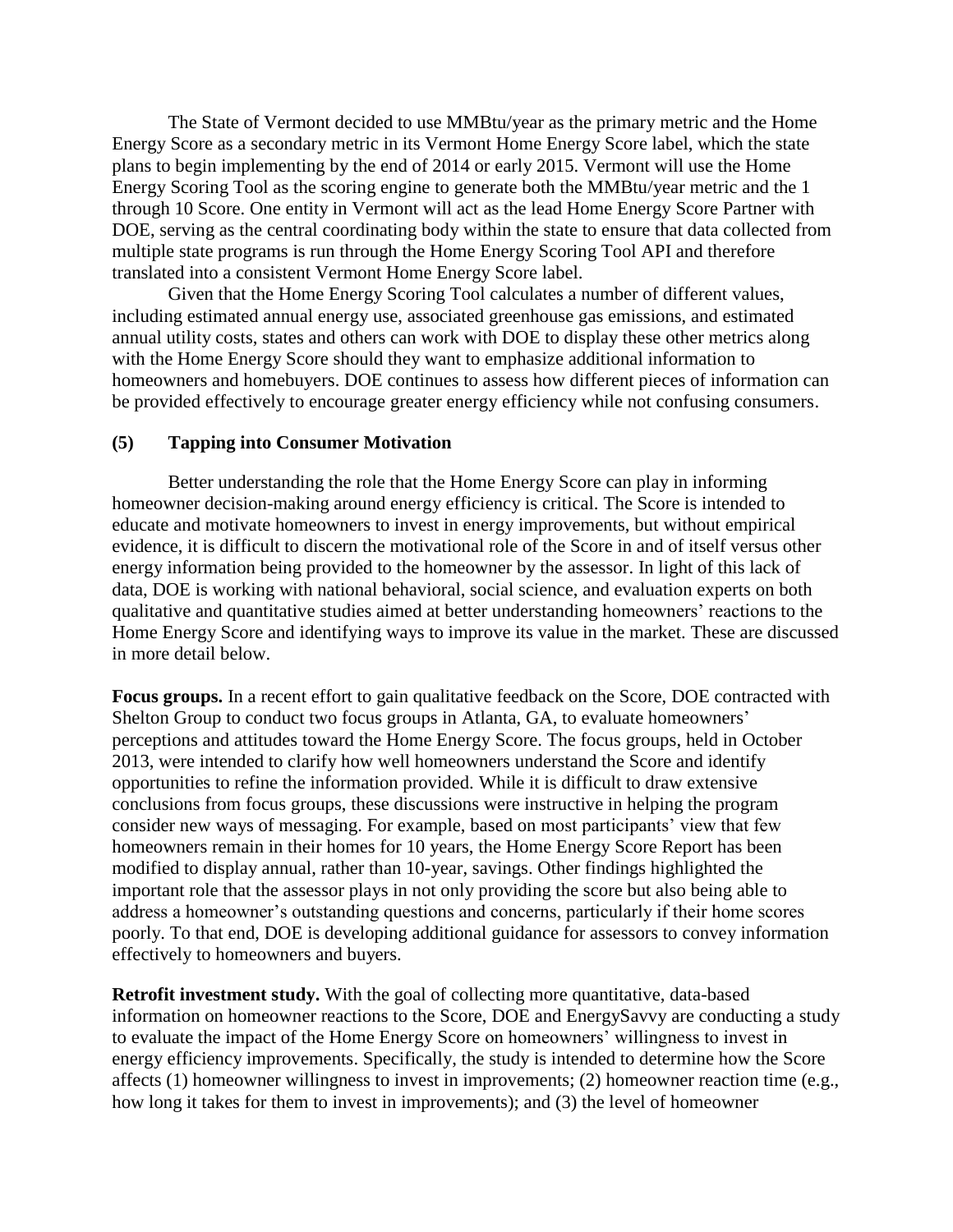The State of Vermont decided to use MMBtu/year as the primary metric and the Home Energy Score as a secondary metric in its Vermont Home Energy Score label, which the state plans to begin implementing by the end of 2014 or early 2015. Vermont will use the Home Energy Scoring Tool as the scoring engine to generate both the MMBtu/year metric and the 1 through 10 Score. One entity in Vermont will act as the lead Home Energy Score Partner with DOE, serving as the central coordinating body within the state to ensure that data collected from multiple state programs is run through the Home Energy Scoring Tool API and therefore translated into a consistent Vermont Home Energy Score label.

Given that the Home Energy Scoring Tool calculates a number of different values, including estimated annual energy use, associated greenhouse gas emissions, and estimated annual utility costs, states and others can work with DOE to display these other metrics along with the Home Energy Score should they want to emphasize additional information to homeowners and homebuyers. DOE continues to assess how different pieces of information can be provided effectively to encourage greater energy efficiency while not confusing consumers.

## (5) Tapping into Consumer Motivation

Better understanding the role that the Home Energy Score can play in informing homeowner decision-making around energy efficiency is critical. The Score is intended to educate and motivate homeowners to invest in energy improvements, but without empirical evidence, it is difficult to discern the motivational role of the Score in and of itself versus other energy information being provided to the homeowner by the assessor. In light of this lack of data, DOE is working with national behavioral, social science, and evaluation experts on both qualitative and quantitative studies aimed at better understanding homeowners' reactions to the Home Energy Score and identifying ways to improve its value in the market. These are discussed in more detail below.

**Focus groups.** In a recent effort to gain qualitative feedback on the Score, DOE contracted with Shelton Group to conduct two focus groups in Atlanta, GA, to evaluate homeowners' perceptions and attitudes toward the Home Energy Score. The focus groups, held in October 2013, were intended to clarify how well homeowners understand the Score and identify opportunities to refine the information provided. While it is difficult to draw extensive conclusions from focus groups, these discussions were instructive in helping the program consider new ways of messaging. For example, based on most participants' view that few homeowners remain in their homes for 10 years, the Home Energy Score Report has been modified to display annual, rather than 10-year, savings. Other findings highlighted the important role that the assessor plays in not only providing the score but also being able to address a homeowner's outstanding questions and concerns, particularly if their home scores poorly. To that end, DOE is developing additional guidance for assessors to convey information effectively to homeowners and buyers.

**Retrofit investment study.** With the goal of collecting more quantitative, data-based information on homeowner reactions to the Score, DOE and EnergySavvy are conducting a study to evaluate the impact of the Home Energy Score on homeowners' willingness to invest in energy efficiency improvements. Specifically, the study is intended to determine how the Score affects (1) homeowner willingness to invest in improvements; (2) homeowner reaction time (e.g., how long it takes for them to invest in improvements); and (3) the level of homeowner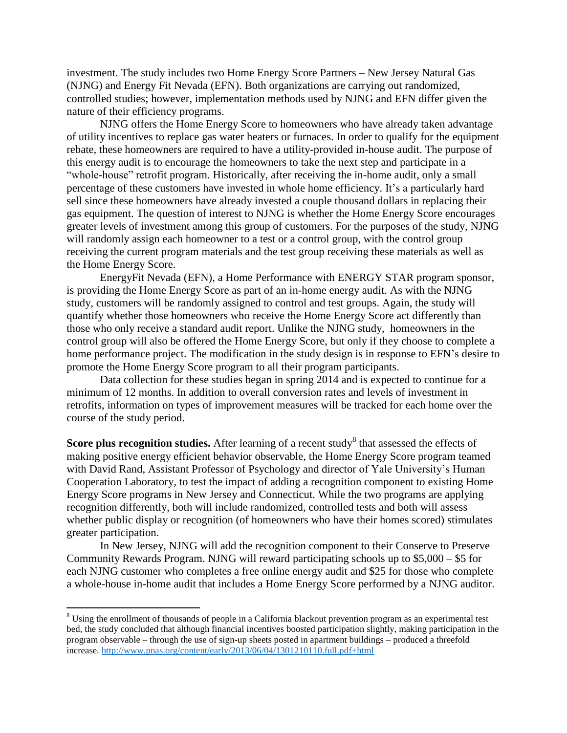investment. The study includes two Home Energy Score Partners – New Jersey Natural Gas (NJNG) and Energy Fit Nevada (EFN). Both organizations are carrying out randomized, controlled studies; however, implementation methods used by NJNG and EFN differ given the nature of their efficiency programs.

NJNG offers the Home Energy Score to homeowners who have already taken advantage of utility incentives to replace gas water heaters or furnaces. In order to qualify for the equipment rebate, these homeowners are required to have a utility-provided in-house audit. The purpose of this energy audit is to encourage the homeowners to take the next step and participate in a "whole-house" retrofit program. Historically, after receiving the in-home audit, only a small percentage of these customers have invested in whole home efficiency. It's a particularly hard sell since these homeowners have already invested a couple thousand dollars in replacing their gas equipment. The question of interest to NJNG is whether the Home Energy Score encourages greater levels of investment among this group of customers. For the purposes of the study, NJNG will randomly assign each homeowner to a test or a control group, with the control group receiving the current program materials and the test group receiving these materials as well as the Home Energy Score.

EnergyFit Nevada (EFN), a Home Performance with ENERGY STAR program sponsor, is providing the Home Energy Score as part of an in-home energy audit. As with the NJNG study, customers will be randomly assigned to control and test groups. Again, the study will quantify whether those homeowners who receive the Home Energy Score act differently than those who only receive a standard audit report. Unlike the NJNG study, homeowners in the control group will also be offered the Home Energy Score, but only if they choose to complete a home performance project. The modification in the study design is in response to EFN's desire to promote the Home Energy Score program to all their program participants.

Data collection for these studies began in spring 2014 and is expected to continue for a minimum of 12 months. In addition to overall conversion rates and levels of investment in retrofits, information on types of improvement measures will be tracked for each home over the course of the study period.

**Score plus recognition studies.** After learning of a recent study[8] that assessed the effects of making positive energy efficient behavior observable, the Home Energy Score program teamed with David Rand, Assistant Professor of Psychology and director of Yale University's Human Cooperation Laboratory, to test the impact of adding a recognition component to existing Home Energy Score programs in New Jersey and Connecticut. While the two programs are applying recognition differently, both will include randomized, controlled tests and both will assess whether public display or recognition (of homeowners who have their homes scored) stimulates greater participation.

In New Jersey, NJNG will add the recognition component to their Conserve to Preserve Community Rewards Program. NJNG will reward participating schools up to $5,000 – $5 for each NJNG customer who completes a free online energy audit and $25 for those who complete a whole-house in-home audit that includes a Home Energy Score performed by a NJNG auditor.

---

[8] Using the enrollment of thousands of people in a California blackout prevention program as an experimental test bed, the study concluded that although financial incentives boosted participation slightly, making participation in the program observable – through the use of sign-up sheets posted in apartment buildings – produced a threefold increase. http://www.pnas.org/content/early/2013/06/04/1301210110.full.pdf+html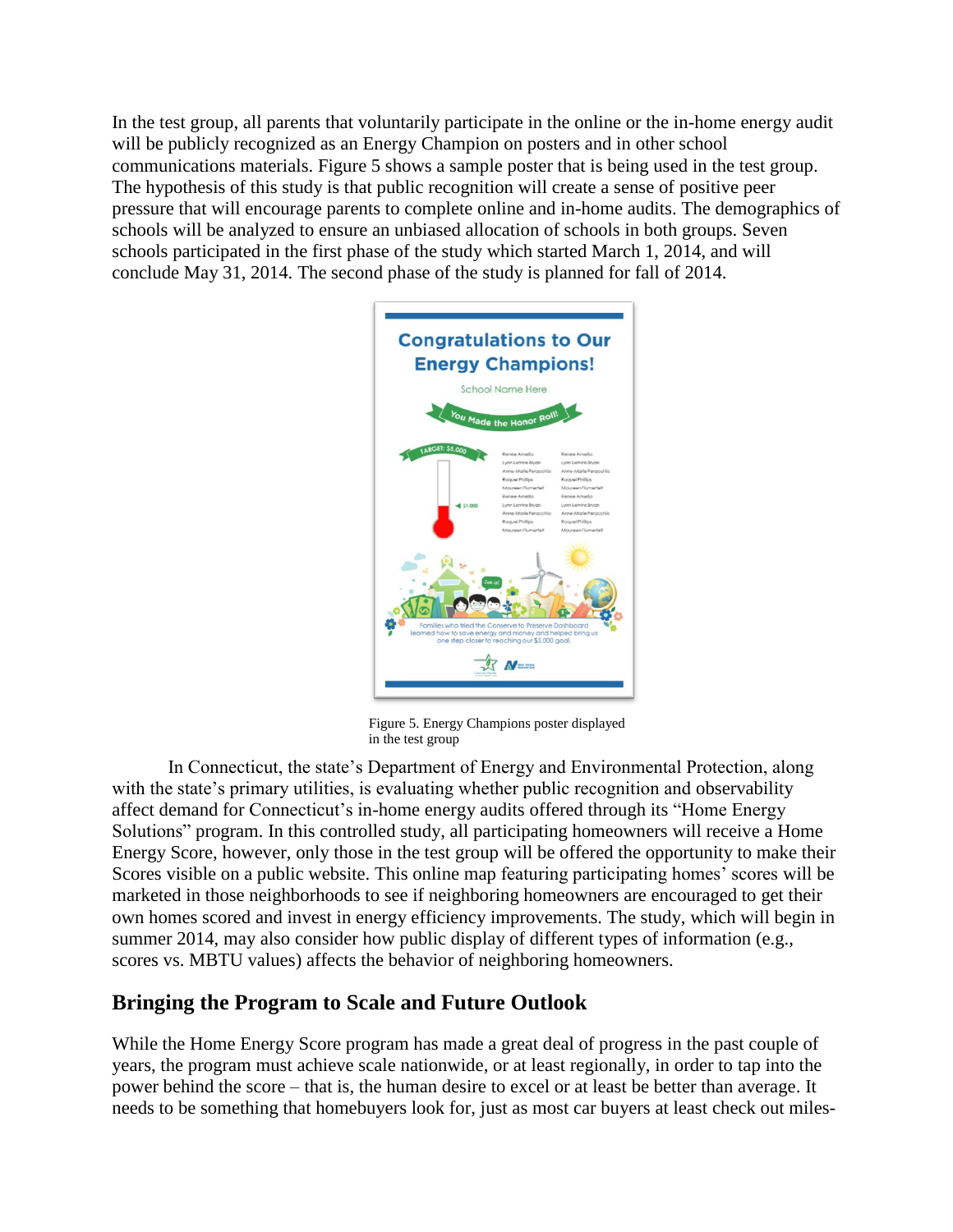In the test group, all parents that voluntarily participate in the online or the in-home energy audit will be publicly recognized as an Energy Champion on posters and in other school communications materials. Figure 5 shows a sample poster that is being used in the test group. The hypothesis of this study is that public recognition will create a sense of positive peer pressure that will encourage parents to complete online and in-home audits. The demographics of schools will be analyzed to ensure an unbiased allocation of schools in both groups. Seven schools participated in the first phase of the study which started March 1, 2014, and will conclude May 31, 2014. The second phase of the study is planned for fall of 2014.

Figure 5. Energy Champions poster displayed in the test group

In Connecticut, the state's Department of Energy and Environmental Protection, along with the state's primary utilities, is evaluating whether public recognition and observability affect demand for Connecticut's in-home energy audits offered through its "Home Energy Solutions" program. In this controlled study, all participating homeowners will receive a Home Energy Score, however, only those in the test group will be offered the opportunity to make their Scores visible on a public website. This online map featuring participating homes' scores will be marketed in those neighborhoods to see if neighboring homeowners are encouraged to get their own homes scored and invest in energy efficiency improvements. The study, which will begin in summer 2014, may also consider how public display of different types of information (e.g., scores vs. MBTU values) affects the behavior of neighboring homeowners.

## Bringing the Program to Scale and Future Outlook

While the Home Energy Score program has made a great deal of progress in the past couple of years, the program must achieve scale nationwide, or at least regionally, in order to tap into the power behind the score – that is, the human desire to excel or at least be better than average. It needs to be something that homebuyers look for, just as most car buyers at least check out miles-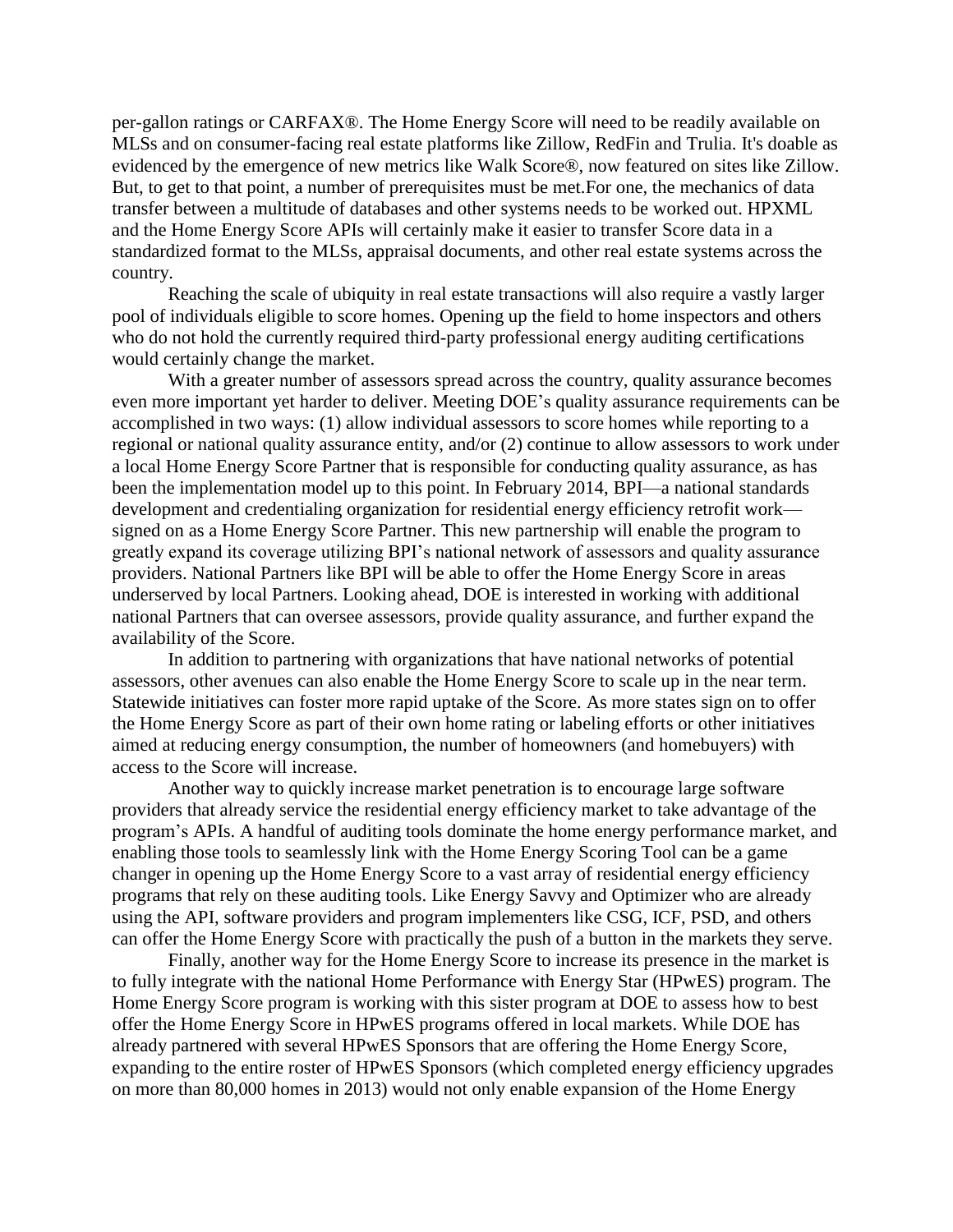per-gallon ratings or CARFAX®. The Home Energy Score will need to be readily available on MLSs and on consumer-facing real estate platforms like Zillow, RedFin and Trulia. It's doable as evidenced by the emergence of new metrics like Walk Score®, now featured on sites like Zillow. But, to get to that point, a number of prerequisites must be met.For one, the mechanics of data transfer between a multitude of databases and other systems needs to be worked out. HPXML and the Home Energy Score APIs will certainly make it easier to transfer Score data in a standardized format to the MLSs, appraisal documents, and other real estate systems across the country.

Reaching the scale of ubiquity in real estate transactions will also require a vastly larger pool of individuals eligible to score homes. Opening up the field to home inspectors and others who do not hold the currently required third-party professional energy auditing certifications would certainly change the market.

With a greater number of assessors spread across the country, quality assurance becomes even more important yet harder to deliver. Meeting DOE's quality assurance requirements can be accomplished in two ways: (1) allow individual assessors to score homes while reporting to a regional or national quality assurance entity, and/or (2) continue to allow assessors to work under a local Home Energy Score Partner that is responsible for conducting quality assurance, as has been the implementation model up to this point. In February 2014, BPI—a national standards development and credentialing organization for residential energy efficiency retrofit work—signed on as a Home Energy Score Partner. This new partnership will enable the program to greatly expand its coverage utilizing BPI's national network of assessors and quality assurance providers. National Partners like BPI will be able to offer the Home Energy Score in areas underserved by local Partners. Looking ahead, DOE is interested in working with additional national Partners that can oversee assessors, provide quality assurance, and further expand the availability of the Score.

In addition to partnering with organizations that have national networks of potential assessors, other avenues can also enable the Home Energy Score to scale up in the near term. Statewide initiatives can foster more rapid uptake of the Score. As more states sign on to offer the Home Energy Score as part of their own home rating or labeling efforts or other initiatives aimed at reducing energy consumption, the number of homeowners (and homebuyers) with access to the Score will increase.

Another way to quickly increase market penetration is to encourage large software providers that already service the residential energy efficiency market to take advantage of the program's APIs. A handful of auditing tools dominate the home energy performance market, and enabling those tools to seamlessly link with the Home Energy Scoring Tool can be a game changer in opening up the Home Energy Score to a vast array of residential energy efficiency programs that rely on these auditing tools. Like Energy Savvy and Optimizer who are already using the API, software providers and program implementers like CSG, ICF, PSD, and others can offer the Home Energy Score with practically the push of a button in the markets they serve.

Finally, another way for the Home Energy Score to increase its presence in the market is to fully integrate with the national Home Performance with Energy Star (HPwES) program. The Home Energy Score program is working with this sister program at DOE to assess how to best offer the Home Energy Score in HPwES programs offered in local markets. While DOE has already partnered with several HPwES Sponsors that are offering the Home Energy Score, expanding to the entire roster of HPwES Sponsors (which completed energy efficiency upgrades on more than 80,000 homes in 2013) would not only enable expansion of the Home Energy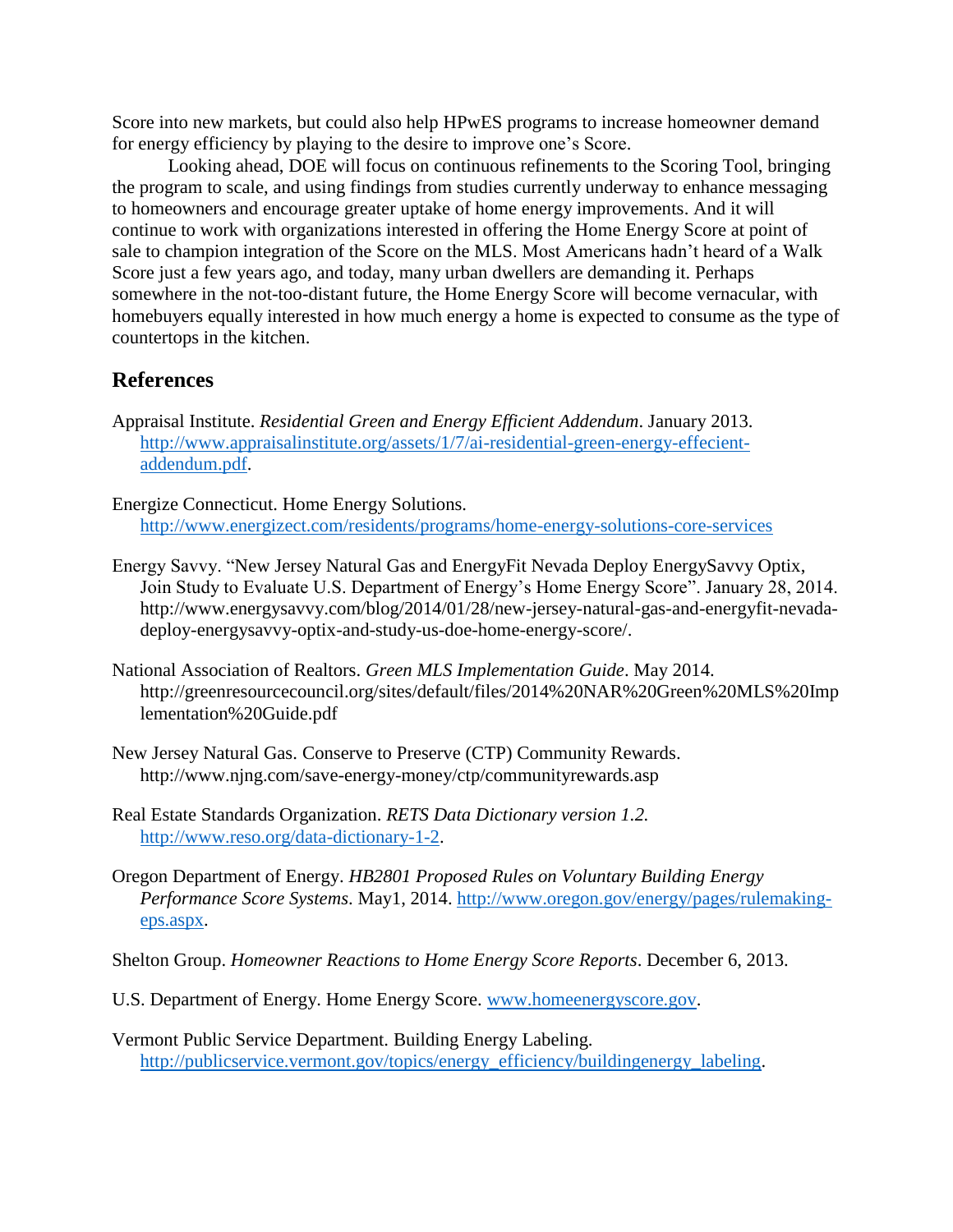Score into new markets, but could also help HPwES programs to increase homeowner demand for energy efficiency by playing to the desire to improve one's Score.

Looking ahead, DOE will focus on continuous refinements to the Scoring Tool, bringing the program to scale, and using findings from studies currently underway to enhance messaging to homeowners and encourage greater uptake of home energy improvements. And it will continue to work with organizations interested in offering the Home Energy Score at point of sale to champion integration of the Score on the MLS. Most Americans hadn't heard of a Walk Score just a few years ago, and today, many urban dwellers are demanding it. Perhaps somewhere in the not-too-distant future, the Home Energy Score will become vernacular, with homebuyers equally interested in how much energy a home is expected to consume as the type of countertops in the kitchen.

## References

Appraisal Institute. *Residential Green and Energy Efficient Addendum*. January 2013. http://www.appraisalinstitute.org/assets/1/7/ai-residential-green-energy-effecient-addendum.pdf.

Energize Connecticut. Home Energy Solutions. http://www.energizect.com/residents/programs/home-energy-solutions-core-services

Energy Savvy. "New Jersey Natural Gas and EnergyFit Nevada Deploy EnergySavvy Optix, Join Study to Evaluate U.S. Department of Energy's Home Energy Score". January 28, 2014. http://www.energysavvy.com/blog/2014/01/28/new-jersey-natural-gas-and-energyfit-nevada-deploy-energysavvy-optix-and-study-us-doe-home-energy-score/.

National Association of Realtors. *Green MLS Implementation Guide*. May 2014. http://greenresourcecouncil.org/sites/default/files/2014%20NAR%20Green%20MLS%20Implementation%20Guide.pdf

New Jersey Natural Gas. Conserve to Preserve (CTP) Community Rewards. http://www.njng.com/save-energy-money/ctp/communityrewards.asp

Real Estate Standards Organization. *RETS Data Dictionary version 1.2.* http://www.reso.org/data-dictionary-1-2.

Oregon Department of Energy. *HB2801 Proposed Rules on Voluntary Building Energy Performance Score Systems*. May1, 2014. http://www.oregon.gov/energy/pages/rulemaking-eps.aspx.

Shelton Group. *Homeowner Reactions to Home Energy Score Reports*. December 6, 2013.

U.S. Department of Energy. Home Energy Score. www.homeenergyscore.gov.

Vermont Public Service Department. Building Energy Labeling. http://publicservice.vermont.gov/topics/energy_efficiency/buildingenergy_labeling.